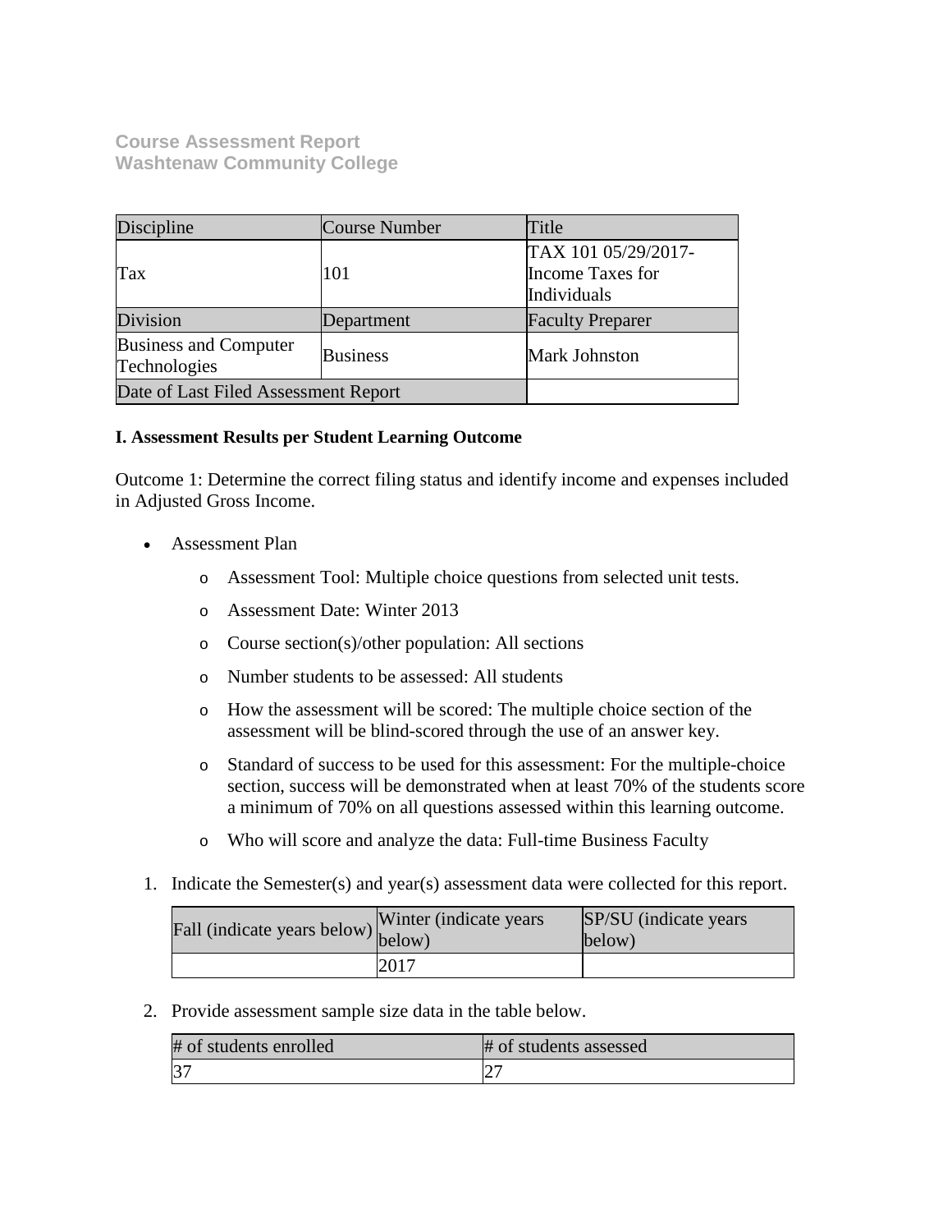# Course Assessment Report
## Washtenaw Community College

| Discipline | Course Number | Title |
| --- | --- | --- |
| Tax | 101 | TAX 101 05/29/2017-Income Taxes for Individuals |
| Division | Department | Faculty Preparer |
| Business and Computer Technologies | Business | Mark Johnston |
| Date of Last Filed Assessment Report | | |

### I. Assessment Results per Student Learning Outcome

Outcome 1: Determine the correct filing status and identify income and expenses included in Adjusted Gross Income.

- Assessment Plan
  - Assessment Tool: Multiple choice questions from selected unit tests.
  - Assessment Date: Winter 2013
  - Course section(s)/other population: All sections
  - Number students to be assessed: All students
  - How the assessment will be scored: The multiple choice section of the assessment will be blind-scored through the use of an answer key.
  - Standard of success to be used for this assessment: For the multiple-choice section, success will be demonstrated when at least 70% of the students score a minimum of 70% on all questions assessed within this learning outcome.
  - Who will score and analyze the data: Full-time Business Faculty

1. Indicate the Semester(s) and year(s) assessment data were collected for this report.

| Fall (indicate years below) | Winter (indicate years below) | SP/SU (indicate years below) |
| --- | --- | --- |
| | 2017 | |

2. Provide assessment sample size data in the table below.

| # of students enrolled | # of students assessed |
| --- | --- |
| 37 | 27 |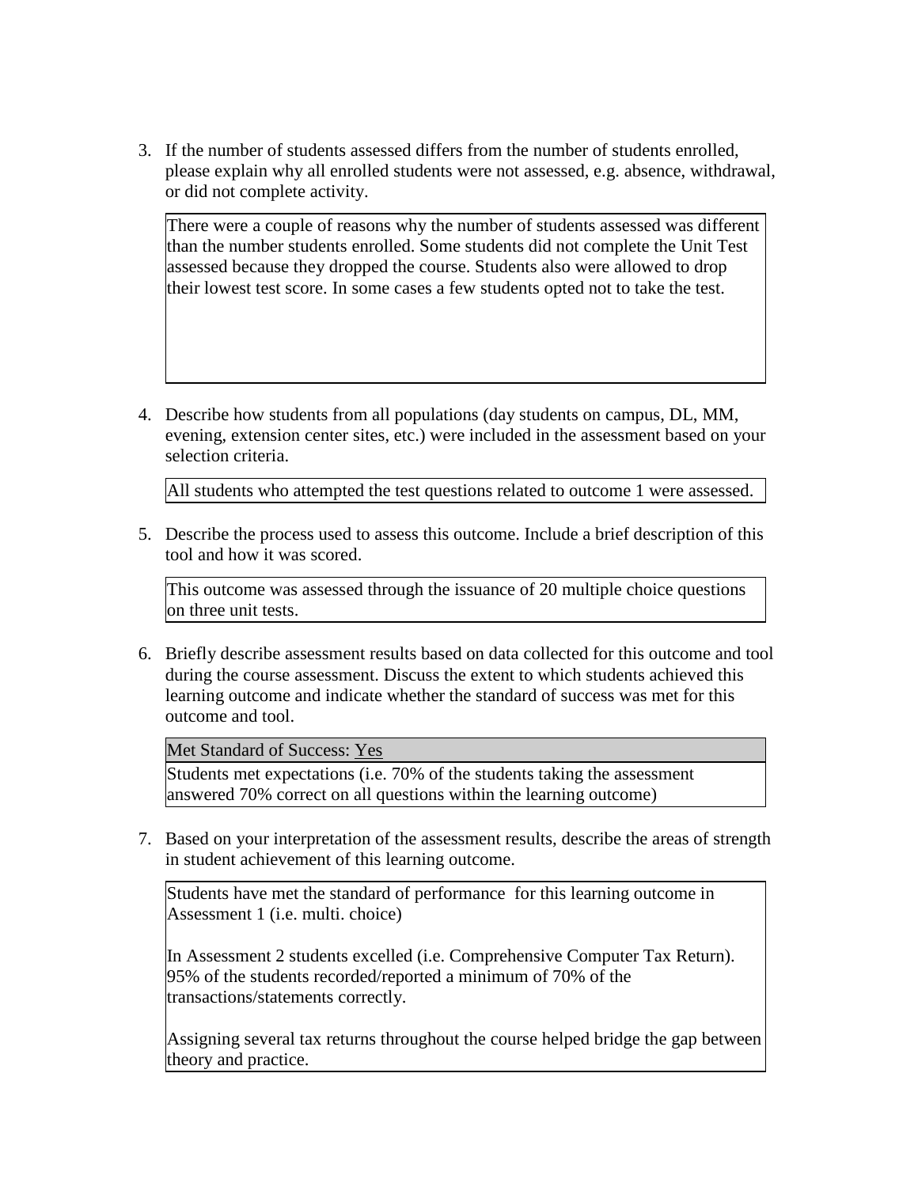3. If the number of students assessed differs from the number of students enrolled, please explain why all enrolled students were not assessed, e.g. absence, withdrawal, or did not complete activity.

| There were a couple of reasons why the number of students assessed was different than the number students enrolled. Some students did not complete the Unit Test assessed because they dropped the course. Students also were allowed to drop their lowest test score. In some cases a few students opted not to take the test. |
|---|

4. Describe how students from all populations (day students on campus, DL, MM, evening, extension center sites, etc.) were included in the assessment based on your selection criteria.

| All students who attempted the test questions related to outcome 1 were assessed. |
|---|

5. Describe the process used to assess this outcome. Include a brief description of this tool and how it was scored.

| This outcome was assessed through the issuance of 20 multiple choice questions on three unit tests. |
|---|

6. Briefly describe assessment results based on data collected for this outcome and tool during the course assessment. Discuss the extent to which students achieved this learning outcome and indicate whether the standard of success was met for this outcome and tool.

| Met Standard of Success: Yes |
|---|
| Students met expectations (i.e. 70% of the students taking the assessment answered 70% correct on all questions within the learning outcome) |

7. Based on your interpretation of the assessment results, describe the areas of strength in student achievement of this learning outcome.

| Students have met the standard of performance for this learning outcome in Assessment 1 (i.e. multi. choice)<br><br>In Assessment 2 students excelled (i.e. Comprehensive Computer Tax Return). 95% of the students recorded/reported a minimum of 70% of the transactions/statements correctly.<br><br>Assigning several tax returns throughout the course helped bridge the gap between theory and practice. |
|---|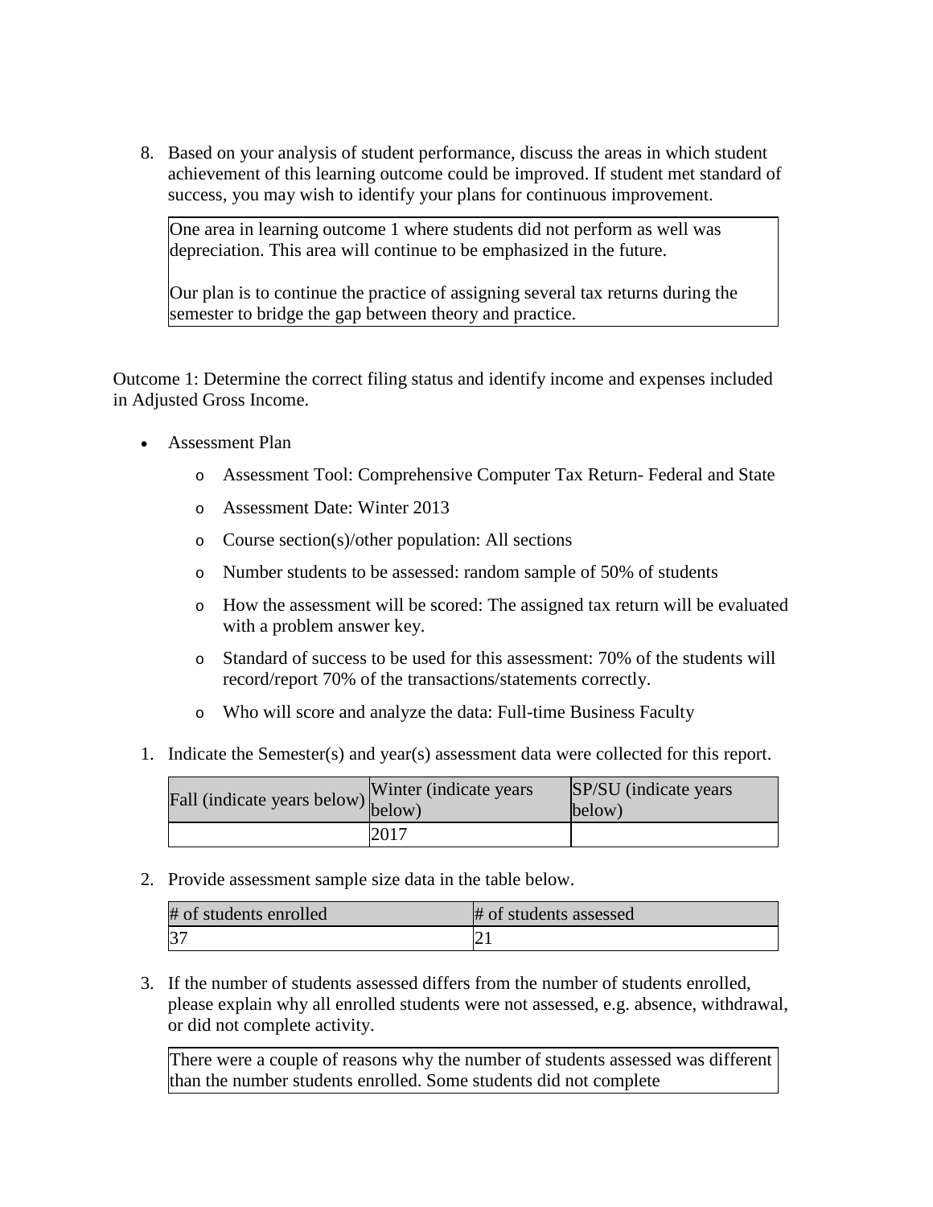8. Based on your analysis of student performance, discuss the areas in which student achievement of this learning outcome could be improved. If student met standard of success, you may wish to identify your plans for continuous improvement.

| One area in learning outcome 1 where students did not perform as well was depreciation. This area will continue to be emphasized in the future. Our plan is to continue the practice of assigning several tax returns during the semester to bridge the gap between theory and practice. |
|---|

Outcome 1: Determine the correct filing status and identify income and expenses included in Adjusted Gross Income.

- Assessment Plan
  - Assessment Tool: Comprehensive Computer Tax Return- Federal and State
  - Assessment Date: Winter 2013
  - Course section(s)/other population: All sections
  - Number students to be assessed: random sample of 50% of students
  - How the assessment will be scored: The assigned tax return will be evaluated with a problem answer key.
  - Standard of success to be used for this assessment: 70% of the students will record/report 70% of the transactions/statements correctly.
  - Who will score and analyze the data: Full-time Business Faculty

1. Indicate the Semester(s) and year(s) assessment data were collected for this report.

| Fall (indicate years below) | Winter (indicate years below) | SP/SU (indicate years below) |
|---|---|---|
| | 2017 | |

2. Provide assessment sample size data in the table below.

| # of students enrolled | # of students assessed |
|---|---|
| 37 | 21 |

3. If the number of students assessed differs from the number of students enrolled, please explain why all enrolled students were not assessed, e.g. absence, withdrawal, or did not complete activity.

| There were a couple of reasons why the number of students assessed was different than the number students enrolled. Some students did not complete |
|---|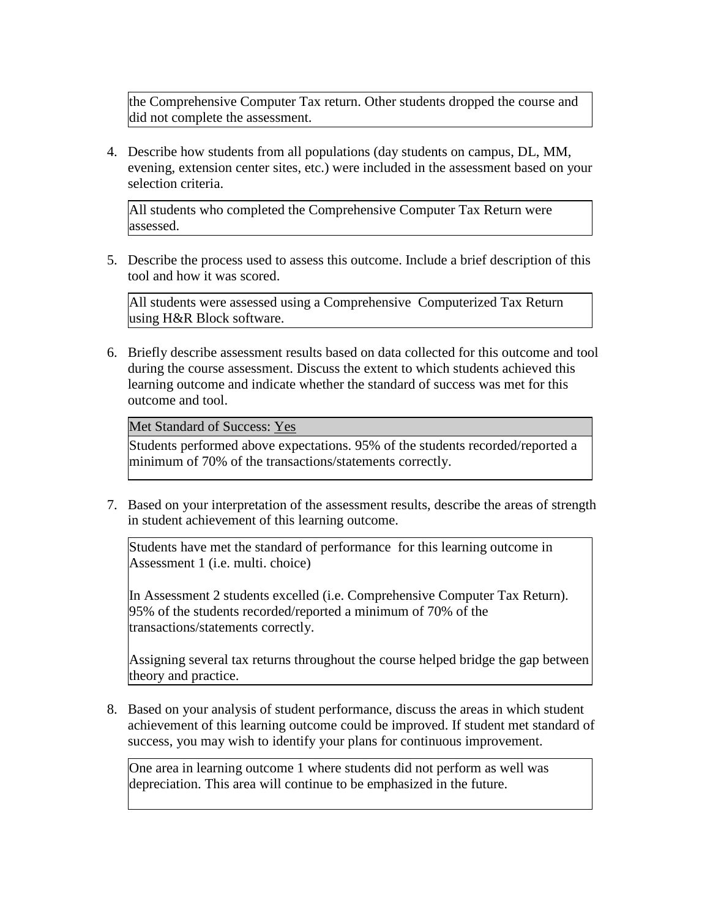the Comprehensive Computer Tax return. Other students dropped the course and did not complete the assessment.

4. Describe how students from all populations (day students on campus, DL, MM, evening, extension center sites, etc.) were included in the assessment based on your selection criteria.

All students who completed the Comprehensive Computer Tax Return were assessed.

5. Describe the process used to assess this outcome. Include a brief description of this tool and how it was scored.

All students were assessed using a Comprehensive Computerized Tax Return using H&R Block software.

6. Briefly describe assessment results based on data collected for this outcome and tool during the course assessment. Discuss the extent to which students achieved this learning outcome and indicate whether the standard of success was met for this outcome and tool.

Met Standard of Success: Yes

Students performed above expectations. 95% of the students recorded/reported a minimum of 70% of the transactions/statements correctly.

7. Based on your interpretation of the assessment results, describe the areas of strength in student achievement of this learning outcome.

Students have met the standard of performance for this learning outcome in Assessment 1 (i.e. multi. choice)

In Assessment 2 students excelled (i.e. Comprehensive Computer Tax Return). 95% of the students recorded/reported a minimum of 70% of the transactions/statements correctly.

Assigning several tax returns throughout the course helped bridge the gap between theory and practice.

8. Based on your analysis of student performance, discuss the areas in which student achievement of this learning outcome could be improved. If student met standard of success, you may wish to identify your plans for continuous improvement.

One area in learning outcome 1 where students did not perform as well was depreciation. This area will continue to be emphasized in the future.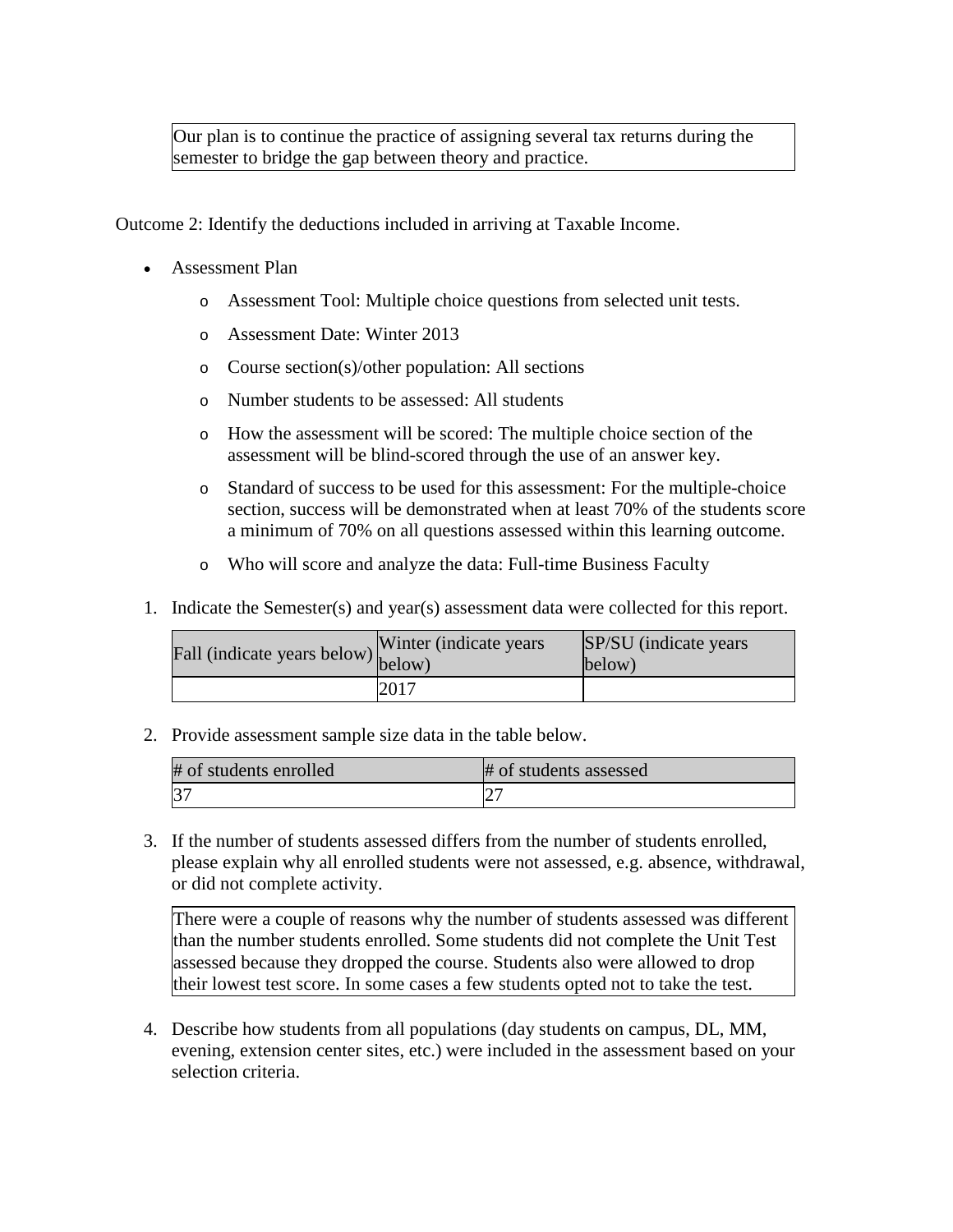Our plan is to continue the practice of assigning several tax returns during the semester to bridge the gap between theory and practice.

Outcome 2: Identify the deductions included in arriving at Taxable Income.

- Assessment Plan
  - Assessment Tool: Multiple choice questions from selected unit tests.
  - Assessment Date: Winter 2013
  - Course section(s)/other population: All sections
  - Number students to be assessed: All students
  - How the assessment will be scored: The multiple choice section of the assessment will be blind-scored through the use of an answer key.
  - Standard of success to be used for this assessment: For the multiple-choice section, success will be demonstrated when at least 70% of the students score a minimum of 70% on all questions assessed within this learning outcome.
  - Who will score and analyze the data: Full-time Business Faculty

1. Indicate the Semester(s) and year(s) assessment data were collected for this report.

| Fall (indicate years below) | Winter (indicate years below) | SP/SU (indicate years below) |
|---|---|---|
| | 2017 | |

2. Provide assessment sample size data in the table below.

| # of students enrolled | # of students assessed |
|---|---|
| 37 | 27 |

3. If the number of students assessed differs from the number of students enrolled, please explain why all enrolled students were not assessed, e.g. absence, withdrawal, or did not complete activity.

There were a couple of reasons why the number of students assessed was different than the number students enrolled. Some students did not complete the Unit Test assessed because they dropped the course. Students also were allowed to drop their lowest test score. In some cases a few students opted not to take the test.

4. Describe how students from all populations (day students on campus, DL, MM, evening, extension center sites, etc.) were included in the assessment based on your selection criteria.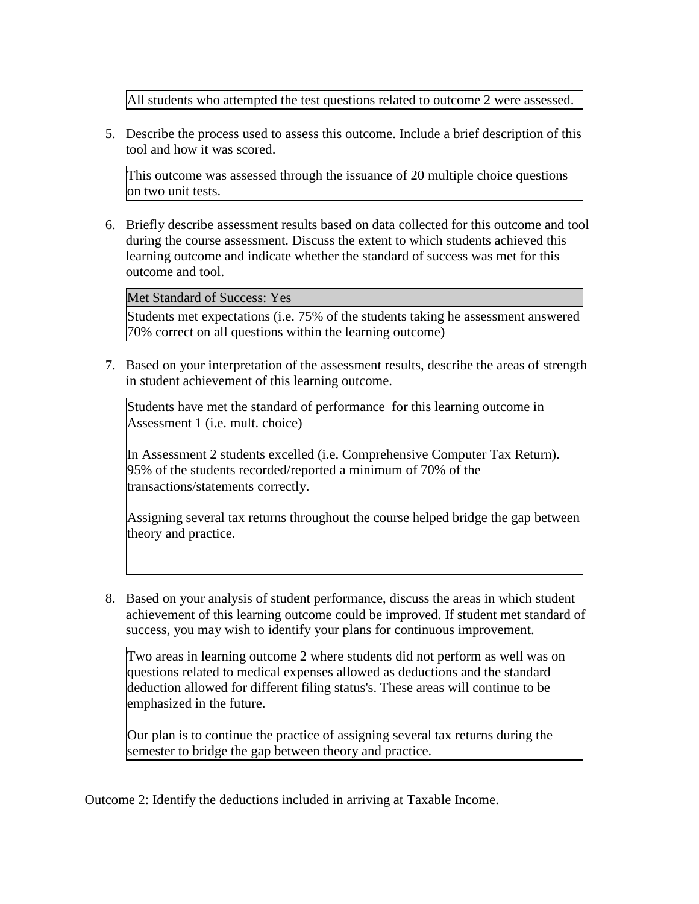All students who attempted the test questions related to outcome 2 were assessed.

5. Describe the process used to assess this outcome. Include a brief description of this tool and how it was scored.

This outcome was assessed through the issuance of 20 multiple choice questions on two unit tests.

6. Briefly describe assessment results based on data collected for this outcome and tool during the course assessment. Discuss the extent to which students achieved this learning outcome and indicate whether the standard of success was met for this outcome and tool.

Met Standard of Success: Yes

Students met expectations (i.e. 75% of the students taking he assessment answered 70% correct on all questions within the learning outcome)

7. Based on your interpretation of the assessment results, describe the areas of strength in student achievement of this learning outcome.

Students have met the standard of performance for this learning outcome in Assessment 1 (i.e. mult. choice)

In Assessment 2 students excelled (i.e. Comprehensive Computer Tax Return). 95% of the students recorded/reported a minimum of 70% of the transactions/statements correctly.

Assigning several tax returns throughout the course helped bridge the gap between theory and practice.

8. Based on your analysis of student performance, discuss the areas in which student achievement of this learning outcome could be improved. If student met standard of success, you may wish to identify your plans for continuous improvement.

Two areas in learning outcome 2 where students did not perform as well was on questions related to medical expenses allowed as deductions and the standard deduction allowed for different filing status's. These areas will continue to be emphasized in the future.

Our plan is to continue the practice of assigning several tax returns during the semester to bridge the gap between theory and practice.

Outcome 2: Identify the deductions included in arriving at Taxable Income.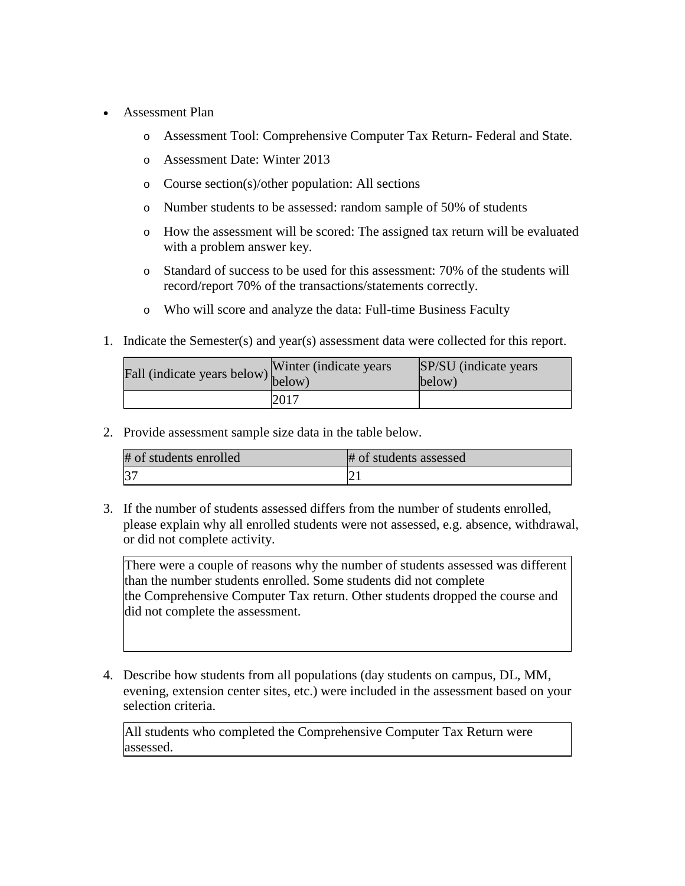- Assessment Plan
    - Assessment Tool: Comprehensive Computer Tax Return- Federal and State.
    - Assessment Date: Winter 2013
    - Course section(s)/other population: All sections
    - Number students to be assessed: random sample of 50% of students
    - How the assessment will be scored: The assigned tax return will be evaluated with a problem answer key.
    - Standard of success to be used for this assessment: 70% of the students will record/report 70% of the transactions/statements correctly.
    - Who will score and analyze the data: Full-time Business Faculty

1. Indicate the Semester(s) and year(s) assessment data were collected for this report.

| Fall (indicate years below) | Winter (indicate years below) | SP/SU (indicate years below) |
| --- | --- | --- |
| | 2017 | |

2. Provide assessment sample size data in the table below.

| # of students enrolled | # of students assessed |
| --- | --- |
| 37 | 21 |

3. If the number of students assessed differs from the number of students enrolled, please explain why all enrolled students were not assessed, e.g. absence, withdrawal, or did not complete activity.

| There were a couple of reasons why the number of students assessed was different than the number students enrolled. Some students did not complete the Comprehensive Computer Tax return. Other students dropped the course and did not complete the assessment. |
| --- |

4. Describe how students from all populations (day students on campus, DL, MM, evening, extension center sites, etc.) were included in the assessment based on your selection criteria.

| All students who completed the Comprehensive Computer Tax Return were assessed. |
| --- |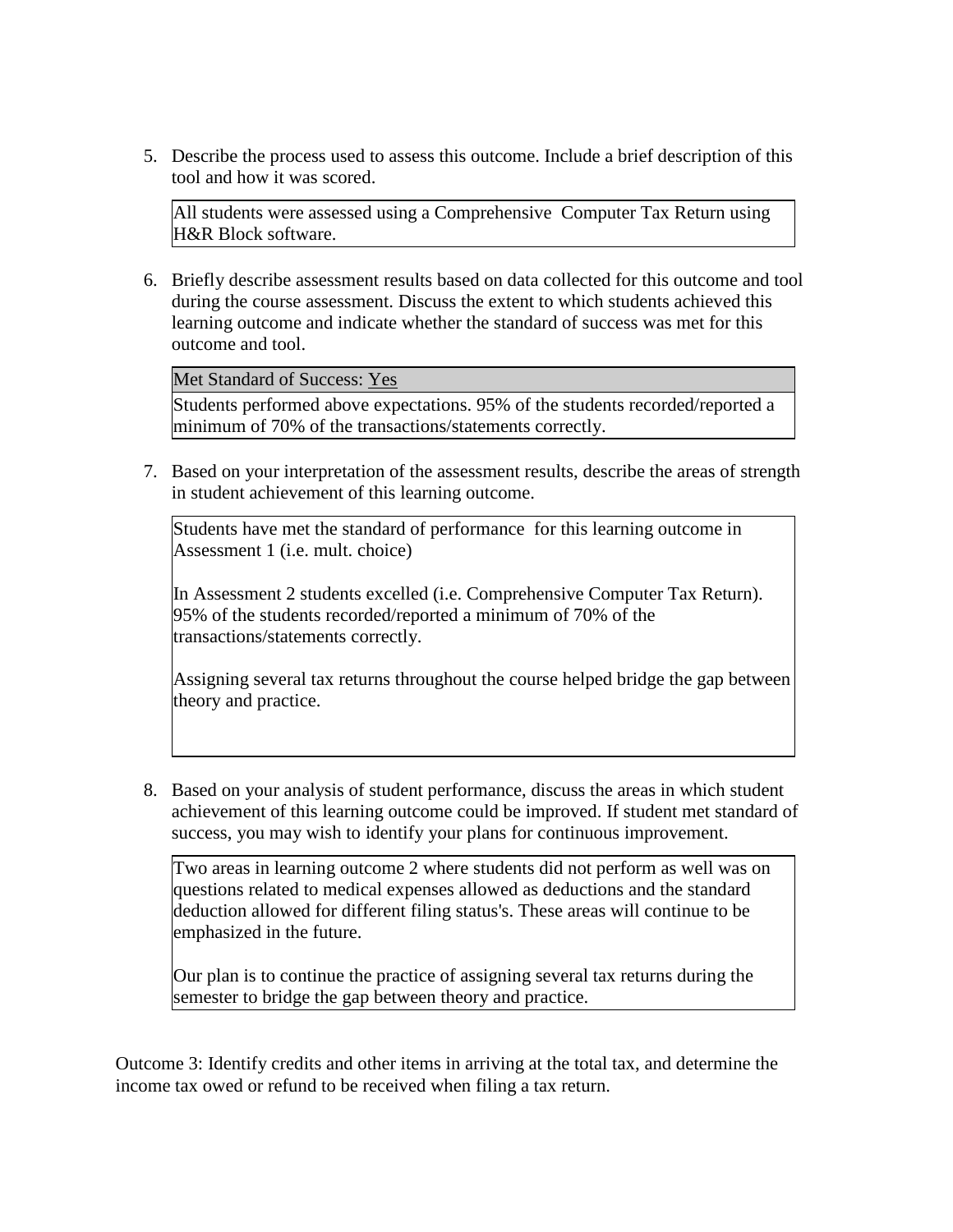5. Describe the process used to assess this outcome. Include a brief description of this tool and how it was scored.

   All students were assessed using a Comprehensive Computer Tax Return using H&R Block software.

6. Briefly describe assessment results based on data collected for this outcome and tool during the course assessment. Discuss the extent to which students achieved this learning outcome and indicate whether the standard of success was met for this outcome and tool.

   Met Standard of Success: Yes

   Students performed above expectations. 95% of the students recorded/reported a minimum of 70% of the transactions/statements correctly.

7. Based on your interpretation of the assessment results, describe the areas of strength in student achievement of this learning outcome.

   Students have met the standard of performance for this learning outcome in Assessment 1 (i.e. mult. choice)

   In Assessment 2 students excelled (i.e. Comprehensive Computer Tax Return). 95% of the students recorded/reported a minimum of 70% of the transactions/statements correctly.

   Assigning several tax returns throughout the course helped bridge the gap between theory and practice.

8. Based on your analysis of student performance, discuss the areas in which student achievement of this learning outcome could be improved. If student met standard of success, you may wish to identify your plans for continuous improvement.

   Two areas in learning outcome 2 where students did not perform as well was on questions related to medical expenses allowed as deductions and the standard deduction allowed for different filing status's. These areas will continue to be emphasized in the future.

   Our plan is to continue the practice of assigning several tax returns during the semester to bridge the gap between theory and practice.

Outcome 3: Identify credits and other items in arriving at the total tax, and determine the income tax owed or refund to be received when filing a tax return.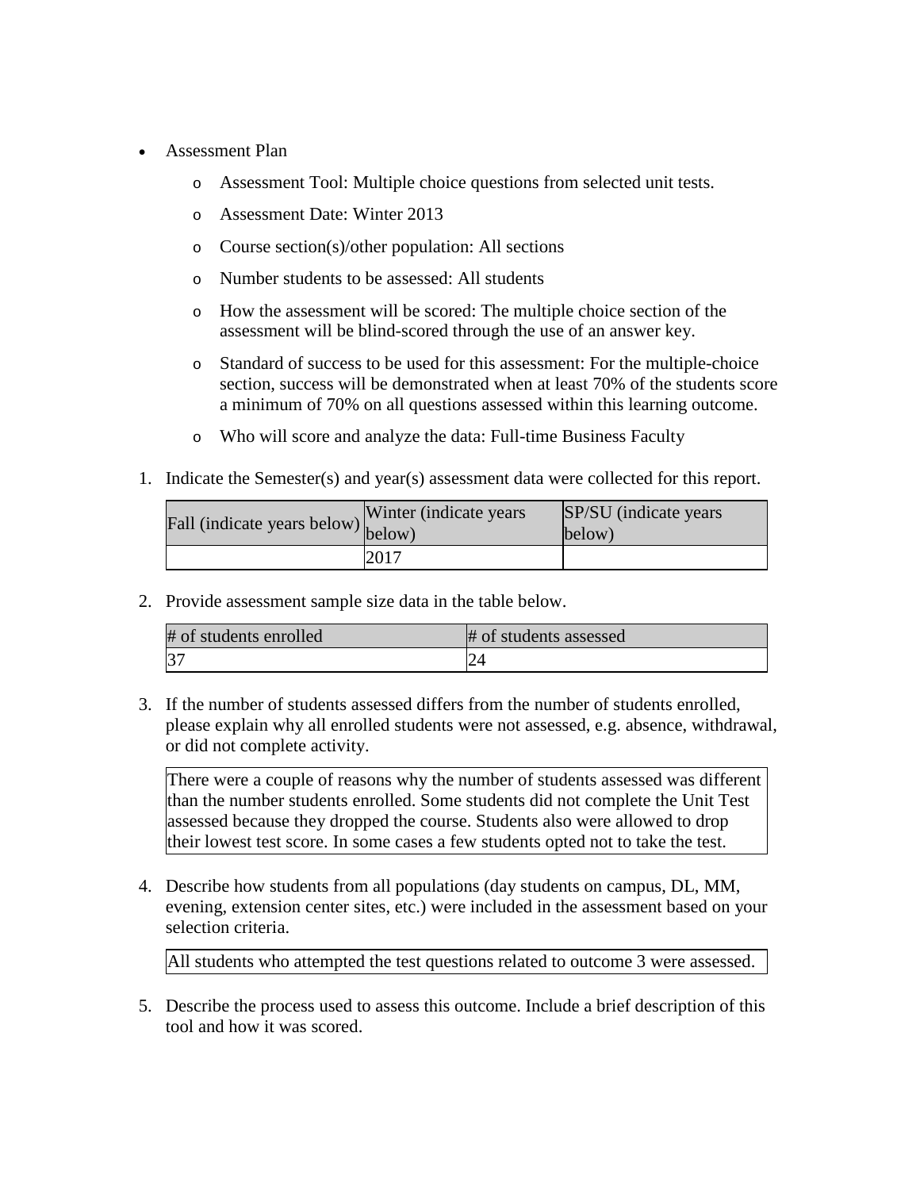- Assessment Plan
  - Assessment Tool: Multiple choice questions from selected unit tests.
  - Assessment Date: Winter 2013
  - Course section(s)/other population: All sections
  - Number students to be assessed: All students
  - How the assessment will be scored: The multiple choice section of the assessment will be blind-scored through the use of an answer key.
  - Standard of success to be used for this assessment: For the multiple-choice section, success will be demonstrated when at least 70% of the students score a minimum of 70% on all questions assessed within this learning outcome.
  - Who will score and analyze the data: Full-time Business Faculty

1. Indicate the Semester(s) and year(s) assessment data were collected for this report.

| Fall (indicate years below) | Winter (indicate years below) | SP/SU (indicate years below) |
|---|---|---|
| | 2017 | |

2. Provide assessment sample size data in the table below.

| # of students enrolled | # of students assessed |
|---|---|
| 37 | 24 |

3. If the number of students assessed differs from the number of students enrolled, please explain why all enrolled students were not assessed, e.g. absence, withdrawal, or did not complete activity.

| There were a couple of reasons why the number of students assessed was different than the number students enrolled. Some students did not complete the Unit Test assessed because they dropped the course. Students also were allowed to drop their lowest test score. In some cases a few students opted not to take the test. |
|---|

4. Describe how students from all populations (day students on campus, DL, MM, evening, extension center sites, etc.) were included in the assessment based on your selection criteria.

| All students who attempted the test questions related to outcome 3 were assessed. |
|---|

5. Describe the process used to assess this outcome. Include a brief description of this tool and how it was scored.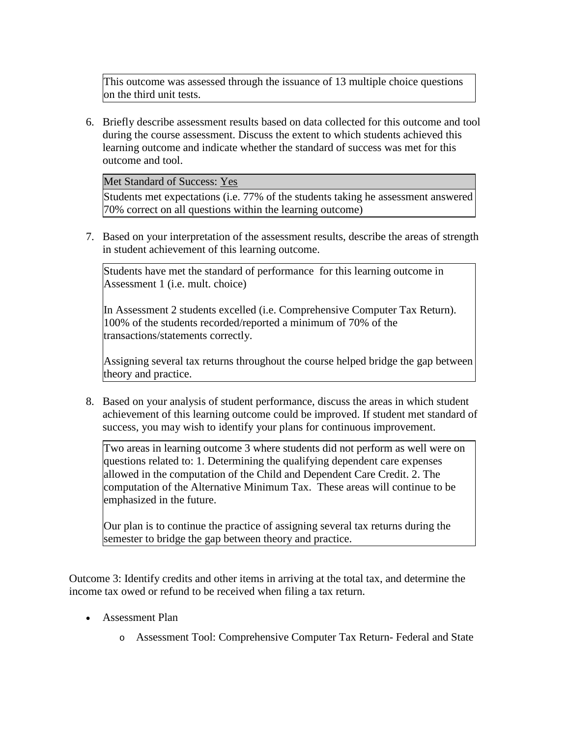This outcome was assessed through the issuance of 13 multiple choice questions on the third unit tests.

6. Briefly describe assessment results based on data collected for this outcome and tool during the course assessment. Discuss the extent to which students achieved this learning outcome and indicate whether the standard of success was met for this outcome and tool.

| Met Standard of Success: Yes |
|---|
| Students met expectations (i.e. 77% of the students taking he assessment answered 70% correct on all questions within the learning outcome) |

7. Based on your interpretation of the assessment results, describe the areas of strength in student achievement of this learning outcome.

Students have met the standard of performance for this learning outcome in Assessment 1 (i.e. mult. choice)

In Assessment 2 students excelled (i.e. Comprehensive Computer Tax Return). 100% of the students recorded/reported a minimum of 70% of the transactions/statements correctly.

Assigning several tax returns throughout the course helped bridge the gap between theory and practice.

8. Based on your analysis of student performance, discuss the areas in which student achievement of this learning outcome could be improved. If student met standard of success, you may wish to identify your plans for continuous improvement.

Two areas in learning outcome 3 where students did not perform as well were on questions related to: 1. Determining the qualifying dependent care expenses allowed in the computation of the Child and Dependent Care Credit. 2. The computation of the Alternative Minimum Tax. These areas will continue to be emphasized in the future.

Our plan is to continue the practice of assigning several tax returns during the semester to bridge the gap between theory and practice.

Outcome 3: Identify credits and other items in arriving at the total tax, and determine the income tax owed or refund to be received when filing a tax return.

- Assessment Plan
  - Assessment Tool: Comprehensive Computer Tax Return- Federal and State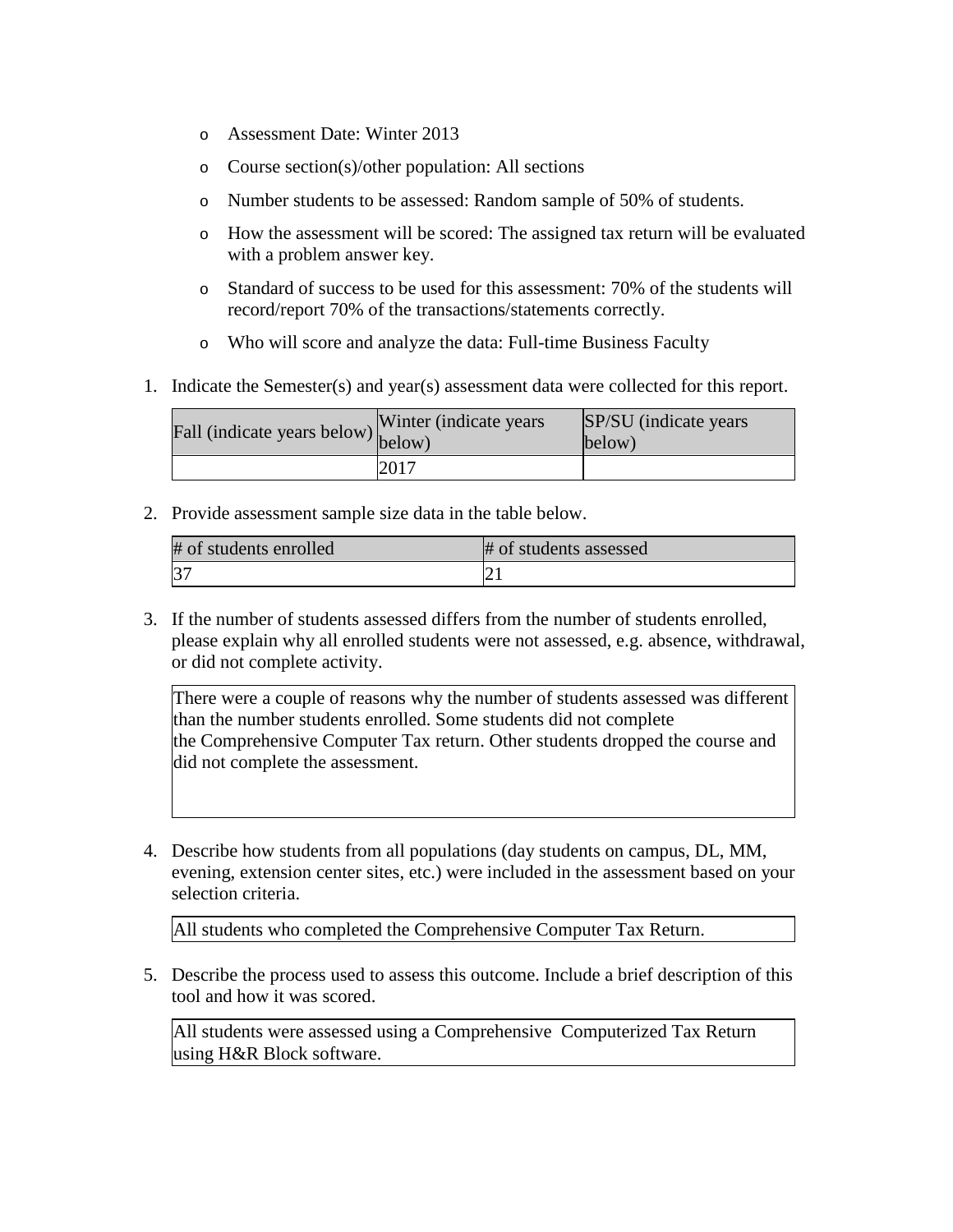- Assessment Date: Winter 2013
- Course section(s)/other population: All sections
- Number students to be assessed: Random sample of 50% of students.
- How the assessment will be scored: The assigned tax return will be evaluated with a problem answer key.
- Standard of success to be used for this assessment: 70% of the students will record/report 70% of the transactions/statements correctly.
- Who will score and analyze the data: Full-time Business Faculty

1. Indicate the Semester(s) and year(s) assessment data were collected for this report.

| Fall (indicate years below) | Winter (indicate years below) | SP/SU (indicate years below) |
|---|---|---|
| | 2017 | |

2. Provide assessment sample size data in the table below.

| # of students enrolled | # of students assessed |
|---|---|
| 37 | 21 |

3. If the number of students assessed differs from the number of students enrolled, please explain why all enrolled students were not assessed, e.g. absence, withdrawal, or did not complete activity.

There were a couple of reasons why the number of students assessed was different than the number students enrolled. Some students did not complete the Comprehensive Computer Tax return. Other students dropped the course and did not complete the assessment.

4. Describe how students from all populations (day students on campus, DL, MM, evening, extension center sites, etc.) were included in the assessment based on your selection criteria.

All students who completed the Comprehensive Computer Tax Return.

5. Describe the process used to assess this outcome. Include a brief description of this tool and how it was scored.

All students were assessed using a Comprehensive Computerized Tax Return using H&R Block software.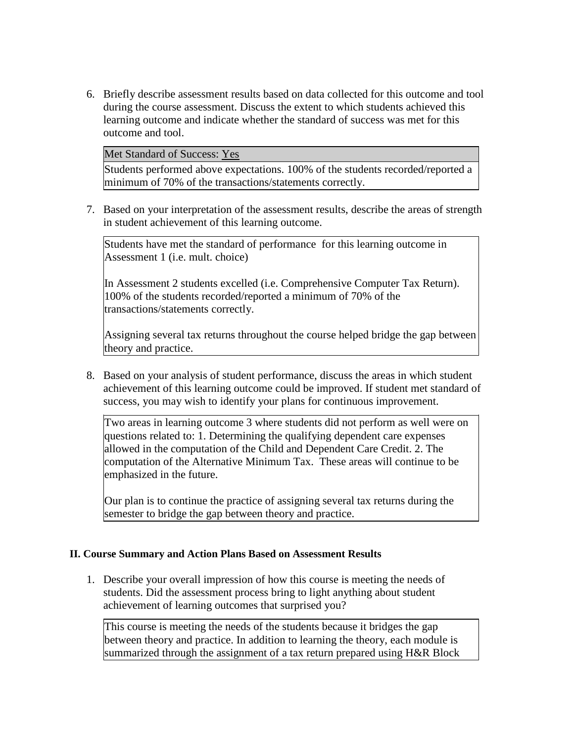6. Briefly describe assessment results based on data collected for this outcome and tool during the course assessment. Discuss the extent to which students achieved this learning outcome and indicate whether the standard of success was met for this outcome and tool.

| Met Standard of Success: Yes |
|---|
| Students performed above expectations. 100% of the students recorded/reported a minimum of 70% of the transactions/statements correctly. |

7. Based on your interpretation of the assessment results, describe the areas of strength in student achievement of this learning outcome.

> Students have met the standard of performance for this learning outcome in Assessment 1 (i.e. mult. choice)
>
> In Assessment 2 students excelled (i.e. Comprehensive Computer Tax Return). 100% of the students recorded/reported a minimum of 70% of the transactions/statements correctly.
>
> Assigning several tax returns throughout the course helped bridge the gap between theory and practice.

8. Based on your analysis of student performance, discuss the areas in which student achievement of this learning outcome could be improved. If student met standard of success, you may wish to identify your plans for continuous improvement.

> Two areas in learning outcome 3 where students did not perform as well were on questions related to: 1. Determining the qualifying dependent care expenses allowed in the computation of the Child and Dependent Care Credit. 2. The computation of the Alternative Minimum Tax. These areas will continue to be emphasized in the future.
>
> Our plan is to continue the practice of assigning several tax returns during the semester to bridge the gap between theory and practice.

## II. Course Summary and Action Plans Based on Assessment Results

1. Describe your overall impression of how this course is meeting the needs of students. Did the assessment process bring to light anything about student achievement of learning outcomes that surprised you?

> This course is meeting the needs of the students because it bridges the gap between theory and practice. In addition to learning the theory, each module is summarized through the assignment of a tax return prepared using H&R Block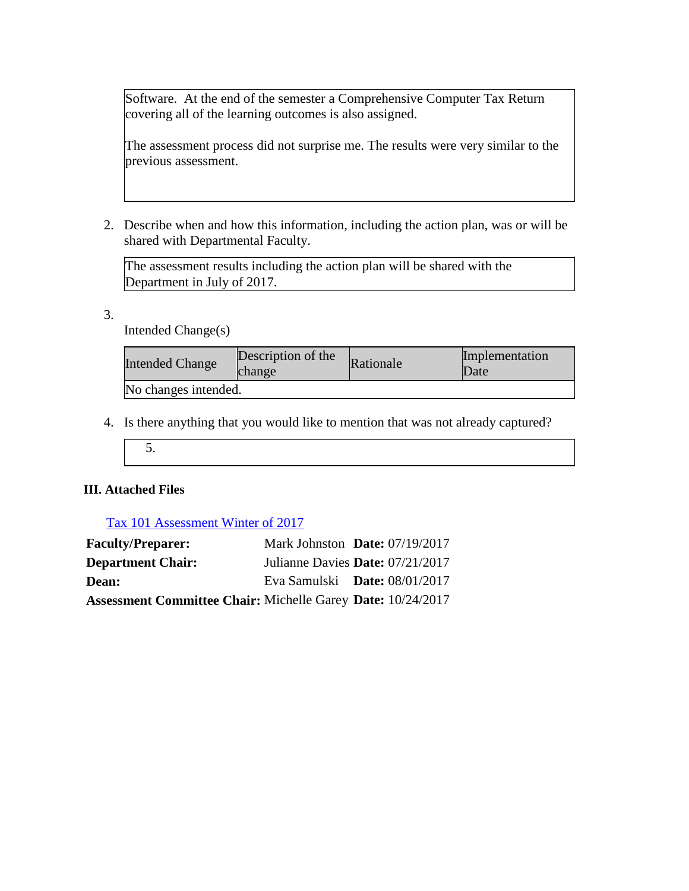Software. At the end of the semester a Comprehensive Computer Tax Return covering all of the learning outcomes is also assigned.

The assessment process did not surprise me. The results were very similar to the previous assessment.

2. Describe when and how this information, including the action plan, was or will be shared with Departmental Faculty.

The assessment results including the action plan will be shared with the Department in July of 2017.

3. 

Intended Change(s)

| Intended Change | Description of the change | Rationale | Implementation Date |
| --- | --- | --- | --- |
| No changes intended. | | | |

4. Is there anything that you would like to mention that was not already captured?

5. 

### III. Attached Files

[Tax 101 Assessment Winter of 2017]

| | | |
| --- | --- | --- |
| **Faculty/Preparer:** | Mark Johnston | **Date:** 07/19/2017 |
| **Department Chair:** | Julianne Davies | **Date:** 07/21/2017 |
| **Dean:** | Eva Samulski | **Date:** 08/01/2017 |
| **Assessment Committee Chair:** | Michelle Garey | **Date:** 10/24/2017 |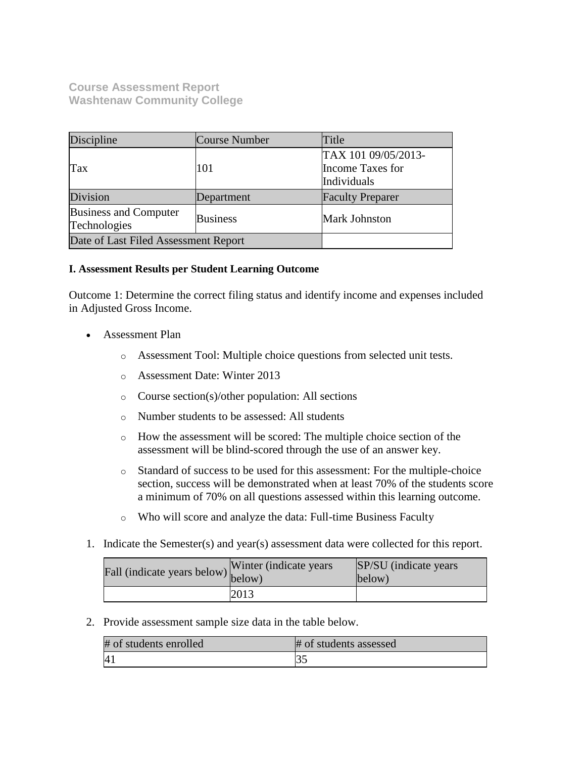**Course Assessment Report**
**Washtenaw Community College**

| Discipline | Course Number | Title |
|---|---|---|
| Tax | 101 | TAX 101 09/05/2013-Income Taxes for Individuals |
| Division | Department | Faculty Preparer |
| Business and Computer Technologies | Business | Mark Johnston |
| Date of Last Filed Assessment Report | | |

**I. Assessment Results per Student Learning Outcome**

Outcome 1: Determine the correct filing status and identify income and expenses included in Adjusted Gross Income.

- Assessment Plan
    - Assessment Tool: Multiple choice questions from selected unit tests.
    - Assessment Date: Winter 2013
    - Course section(s)/other population: All sections
    - Number students to be assessed: All students
    - How the assessment will be scored: The multiple choice section of the assessment will be blind-scored through the use of an answer key.
    - Standard of success to be used for this assessment: For the multiple-choice section, success will be demonstrated when at least 70% of the students score a minimum of 70% on all questions assessed within this learning outcome.
    - Who will score and analyze the data: Full-time Business Faculty

1. Indicate the Semester(s) and year(s) assessment data were collected for this report.

| Fall (indicate years below) | Winter (indicate years below) | SP/SU (indicate years below) |
|---|---|---|
| | 2013 | |

2. Provide assessment sample size data in the table below.

| # of students enrolled | # of students assessed |
|---|---|
| 41 | 35 |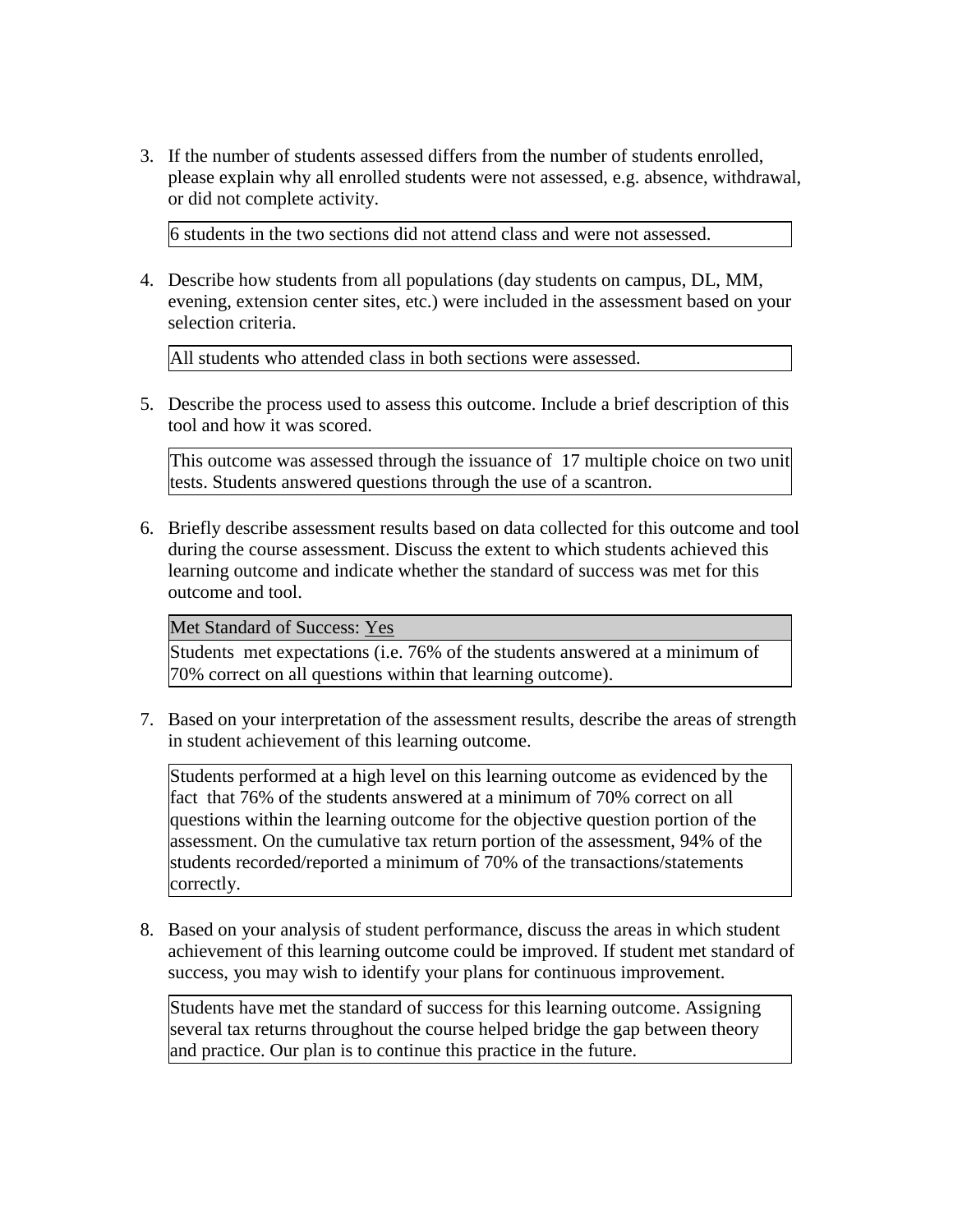3. If the number of students assessed differs from the number of students enrolled, please explain why all enrolled students were not assessed, e.g. absence, withdrawal, or did not complete activity.

| 6 students in the two sections did not attend class and were not assessed. |
|---|

4. Describe how students from all populations (day students on campus, DL, MM, evening, extension center sites, etc.) were included in the assessment based on your selection criteria.

| All students who attended class in both sections were assessed. |
|---|

5. Describe the process used to assess this outcome. Include a brief description of this tool and how it was scored.

| This outcome was assessed through the issuance of 17 multiple choice on two unit tests. Students answered questions through the use of a scantron. |
|---|

6. Briefly describe assessment results based on data collected for this outcome and tool during the course assessment. Discuss the extent to which students achieved this learning outcome and indicate whether the standard of success was met for this outcome and tool.

| Met Standard of Success: Yes |
|---|
| Students met expectations (i.e. 76% of the students answered at a minimum of 70% correct on all questions within that learning outcome). |

7. Based on your interpretation of the assessment results, describe the areas of strength in student achievement of this learning outcome.

| Students performed at a high level on this learning outcome as evidenced by the fact that 76% of the students answered at a minimum of 70% correct on all questions within the learning outcome for the objective question portion of the assessment. On the cumulative tax return portion of the assessment, 94% of the students recorded/reported a minimum of 70% of the transactions/statements correctly. |
|---|

8. Based on your analysis of student performance, discuss the areas in which student achievement of this learning outcome could be improved. If student met standard of success, you may wish to identify your plans for continuous improvement.

| Students have met the standard of success for this learning outcome. Assigning several tax returns throughout the course helped bridge the gap between theory and practice. Our plan is to continue this practice in the future. |
|---|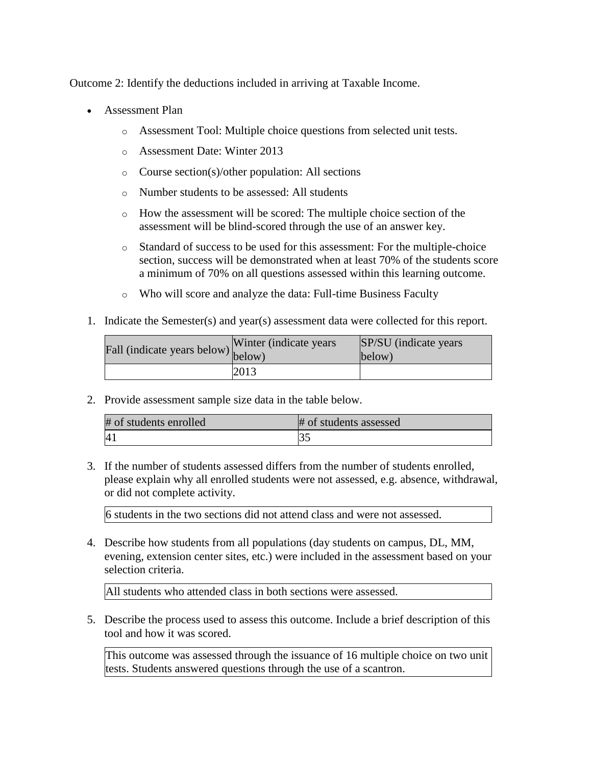Outcome 2: Identify the deductions included in arriving at Taxable Income.

- Assessment Plan
  - Assessment Tool: Multiple choice questions from selected unit tests.
  - Assessment Date: Winter 2013
  - Course section(s)/other population: All sections
  - Number students to be assessed: All students
  - How the assessment will be scored: The multiple choice section of the assessment will be blind-scored through the use of an answer key.
  - Standard of success to be used for this assessment: For the multiple-choice section, success will be demonstrated when at least 70% of the students score a minimum of 70% on all questions assessed within this learning outcome.
  - Who will score and analyze the data: Full-time Business Faculty

1. Indicate the Semester(s) and year(s) assessment data were collected for this report.

| Fall (indicate years below) | Winter (indicate years below) | SP/SU (indicate years below) |
|---|---|---|
| | 2013 | |

2. Provide assessment sample size data in the table below.

| # of students enrolled | # of students assessed |
|---|---|
| 41 | 35 |

3. If the number of students assessed differs from the number of students enrolled, please explain why all enrolled students were not assessed, e.g. absence, withdrawal, or did not complete activity.

| 6 students in the two sections did not attend class and were not assessed. |
|---|

4. Describe how students from all populations (day students on campus, DL, MM, evening, extension center sites, etc.) were included in the assessment based on your selection criteria.

| All students who attended class in both sections were assessed. |
|---|

5. Describe the process used to assess this outcome. Include a brief description of this tool and how it was scored.

| This outcome was assessed through the issuance of 16 multiple choice on two unit tests. Students answered questions through the use of a scantron. |
|---|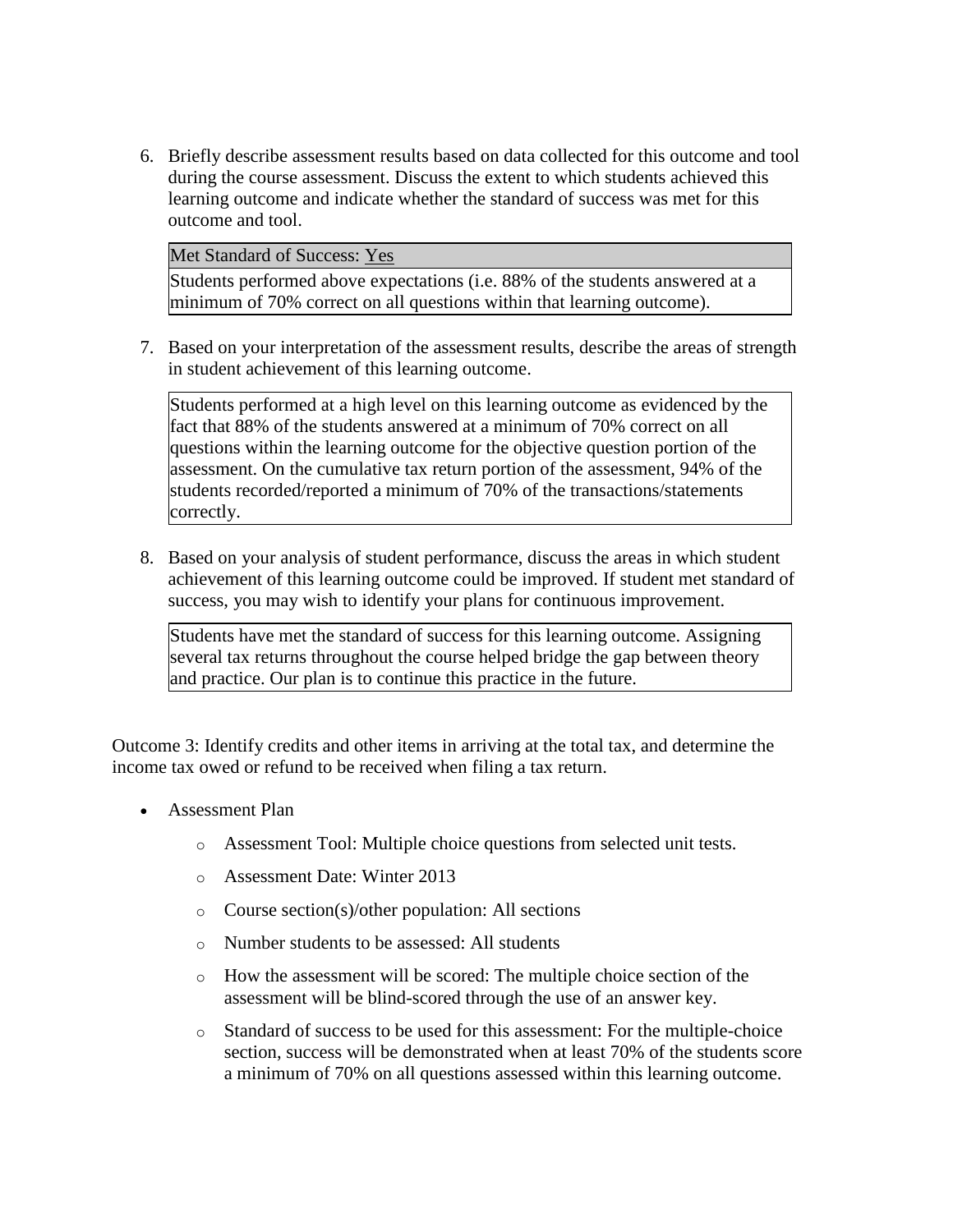6. Briefly describe assessment results based on data collected for this outcome and tool during the course assessment. Discuss the extent to which students achieved this learning outcome and indicate whether the standard of success was met for this outcome and tool.

| Met Standard of Success: <u>Yes</u> |
| --- |
| Students performed above expectations (i.e. 88% of the students answered at a minimum of 70% correct on all questions within that learning outcome). |

7. Based on your interpretation of the assessment results, describe the areas of strength in student achievement of this learning outcome.

   Students performed at a high level on this learning outcome as evidenced by the fact that 88% of the students answered at a minimum of 70% correct on all questions within the learning outcome for the objective question portion of the assessment. On the cumulative tax return portion of the assessment, 94% of the students recorded/reported a minimum of 70% of the transactions/statements correctly.

8. Based on your analysis of student performance, discuss the areas in which student achievement of this learning outcome could be improved. If student met standard of success, you may wish to identify your plans for continuous improvement.

   Students have met the standard of success for this learning outcome. Assigning several tax returns throughout the course helped bridge the gap between theory and practice. Our plan is to continue this practice in the future.

Outcome 3: Identify credits and other items in arriving at the total tax, and determine the income tax owed or refund to be received when filing a tax return.

- Assessment Plan
  - Assessment Tool: Multiple choice questions from selected unit tests.
  - Assessment Date: Winter 2013
  - Course section(s)/other population: All sections
  - Number students to be assessed: All students
  - How the assessment will be scored: The multiple choice section of the assessment will be blind-scored through the use of an answer key.
  - Standard of success to be used for this assessment: For the multiple-choice section, success will be demonstrated when at least 70% of the students score a minimum of 70% on all questions assessed within this learning outcome.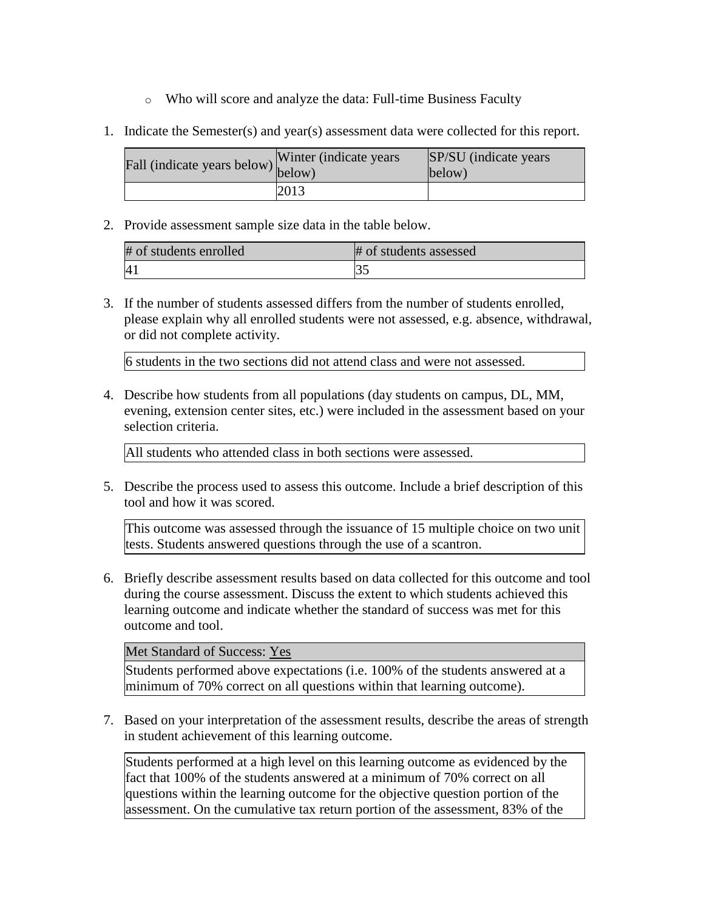- Who will score and analyze the data: Full-time Business Faculty

1. Indicate the Semester(s) and year(s) assessment data were collected for this report.

| Fall (indicate years below) | Winter (indicate years below) | SP/SU (indicate years below) |
|---|---|---|
| | 2013 | |

2. Provide assessment sample size data in the table below.

| # of students enrolled | # of students assessed |
|---|---|
| 41 | 35 |

3. If the number of students assessed differs from the number of students enrolled, please explain why all enrolled students were not assessed, e.g. absence, withdrawal, or did not complete activity.

| 6 students in the two sections did not attend class and were not assessed. |
|---|

4. Describe how students from all populations (day students on campus, DL, MM, evening, extension center sites, etc.) were included in the assessment based on your selection criteria.

| All students who attended class in both sections were assessed. |
|---|

5. Describe the process used to assess this outcome. Include a brief description of this tool and how it was scored.

| This outcome was assessed through the issuance of 15 multiple choice on two unit tests. Students answered questions through the use of a scantron. |
|---|

6. Briefly describe assessment results based on data collected for this outcome and tool during the course assessment. Discuss the extent to which students achieved this learning outcome and indicate whether the standard of success was met for this outcome and tool.

| Met Standard of Success: Yes |
|---|
| Students performed above expectations (i.e. 100% of the students answered at a minimum of 70% correct on all questions within that learning outcome). |

7. Based on your interpretation of the assessment results, describe the areas of strength in student achievement of this learning outcome.

| Students performed at a high level on this learning outcome as evidenced by the fact that 100% of the students answered at a minimum of 70% correct on all questions within the learning outcome for the objective question portion of the assessment. On the cumulative tax return portion of the assessment, 83% of the |
|---|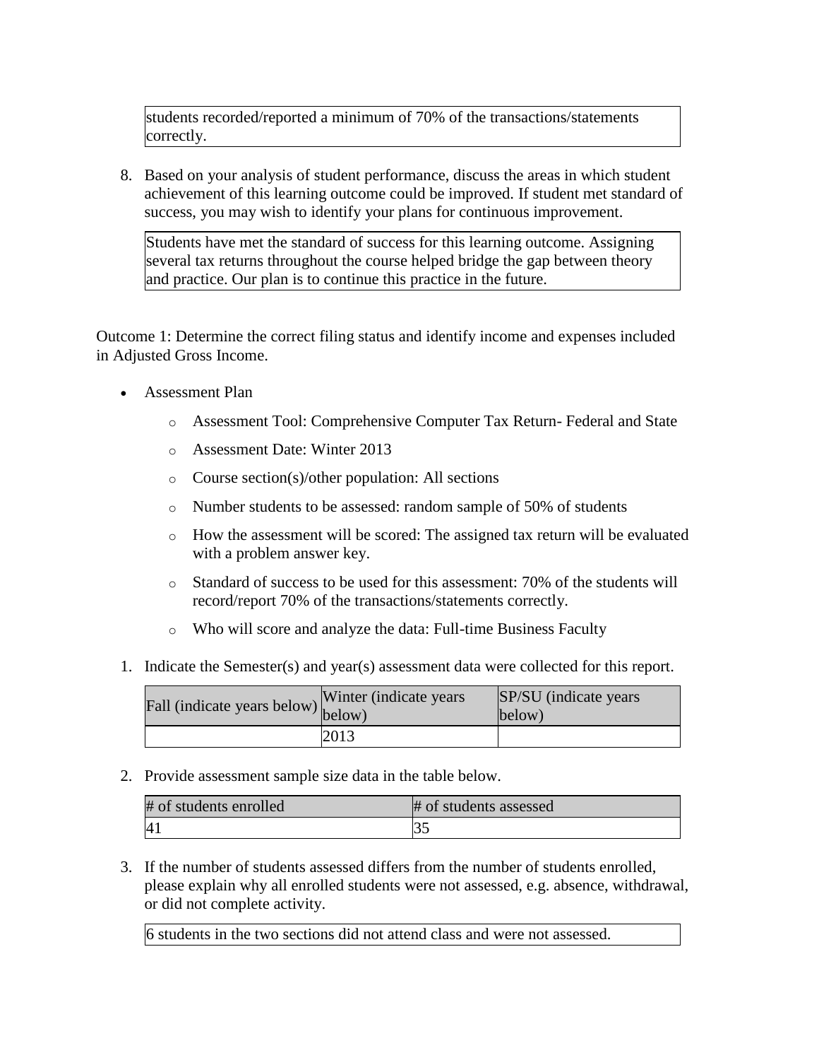| students recorded/reported a minimum of 70% of the transactions/statements correctly. |
|---|

8. Based on your analysis of student performance, discuss the areas in which student achievement of this learning outcome could be improved. If student met standard of success, you may wish to identify your plans for continuous improvement.

| Students have met the standard of success for this learning outcome. Assigning several tax returns throughout the course helped bridge the gap between theory and practice. Our plan is to continue this practice in the future. |
|---|

Outcome 1: Determine the correct filing status and identify income and expenses included in Adjusted Gross Income.

- Assessment Plan
  - Assessment Tool: Comprehensive Computer Tax Return- Federal and State
  - Assessment Date: Winter 2013
  - Course section(s)/other population: All sections
  - Number students to be assessed: random sample of 50% of students
  - How the assessment will be scored: The assigned tax return will be evaluated with a problem answer key.
  - Standard of success to be used for this assessment: 70% of the students will record/report 70% of the transactions/statements correctly.
  - Who will score and analyze the data: Full-time Business Faculty

1. Indicate the Semester(s) and year(s) assessment data were collected for this report.

| Fall (indicate years below) | Winter (indicate years below) | SP/SU (indicate years below) |
|---|---|---|
| | 2013 | |

2. Provide assessment sample size data in the table below.

| # of students enrolled | # of students assessed |
|---|---|
| 41 | 35 |

3. If the number of students assessed differs from the number of students enrolled, please explain why all enrolled students were not assessed, e.g. absence, withdrawal, or did not complete activity.

| 6 students in the two sections did not attend class and were not assessed. |
|---|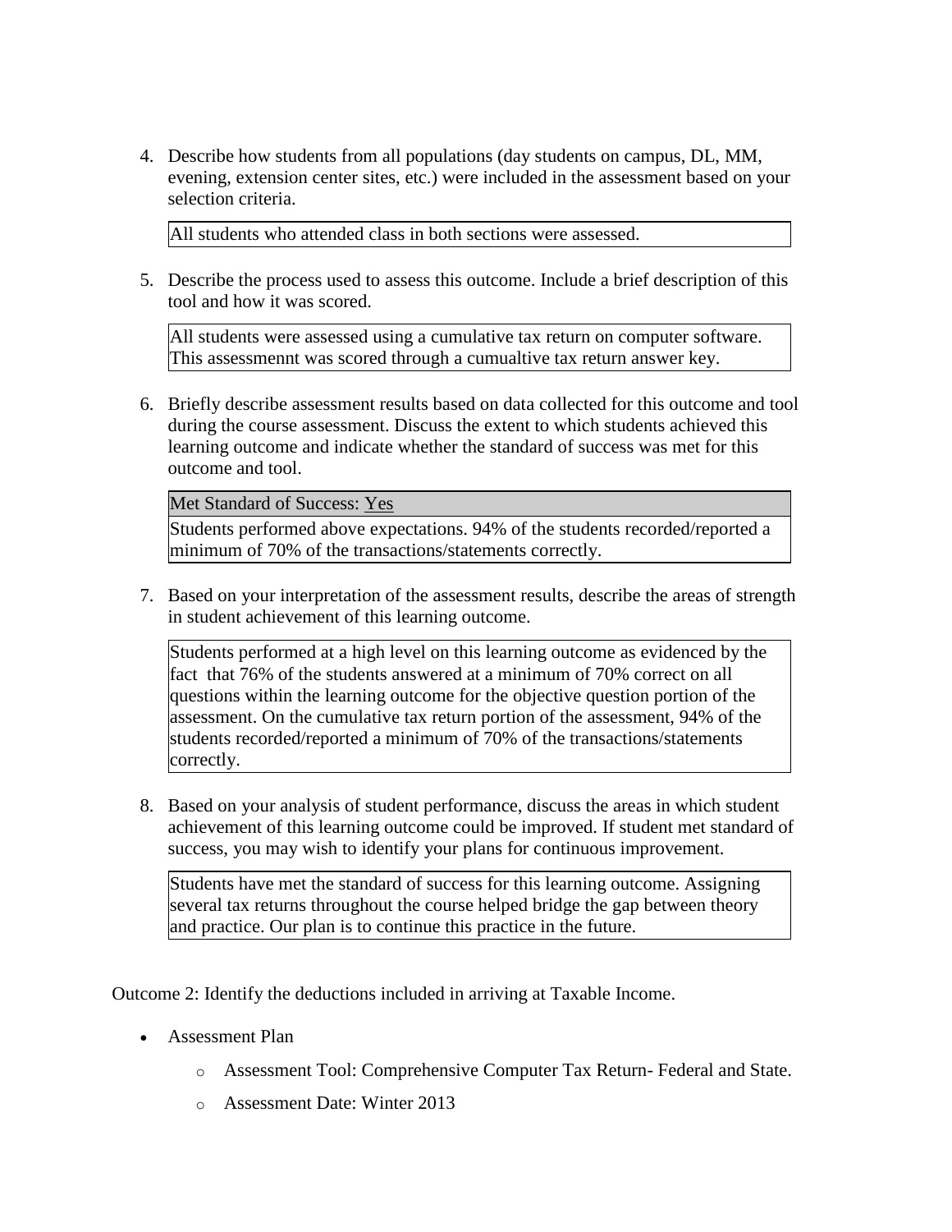4. Describe how students from all populations (day students on campus, DL, MM, evening, extension center sites, etc.) were included in the assessment based on your selection criteria.

   All students who attended class in both sections were assessed.

5. Describe the process used to assess this outcome. Include a brief description of this tool and how it was scored.

   All students were assessed using a cumulative tax return on computer software. This assessmennt was scored through a cumualtive tax return answer key.

6. Briefly describe assessment results based on data collected for this outcome and tool during the course assessment. Discuss the extent to which students achieved this learning outcome and indicate whether the standard of success was met for this outcome and tool.

   Met Standard of Success: Yes

   Students performed above expectations. 94% of the students recorded/reported a minimum of 70% of the transactions/statements correctly.

7. Based on your interpretation of the assessment results, describe the areas of strength in student achievement of this learning outcome.

   Students performed at a high level on this learning outcome as evidenced by the fact that 76% of the students answered at a minimum of 70% correct on all questions within the learning outcome for the objective question portion of the assessment. On the cumulative tax return portion of the assessment, 94% of the students recorded/reported a minimum of 70% of the transactions/statements correctly.

8. Based on your analysis of student performance, discuss the areas in which student achievement of this learning outcome could be improved. If student met standard of success, you may wish to identify your plans for continuous improvement.

   Students have met the standard of success for this learning outcome. Assigning several tax returns throughout the course helped bridge the gap between theory and practice. Our plan is to continue this practice in the future.

Outcome 2: Identify the deductions included in arriving at Taxable Income.

- Assessment Plan
  - Assessment Tool: Comprehensive Computer Tax Return- Federal and State.
  - Assessment Date: Winter 2013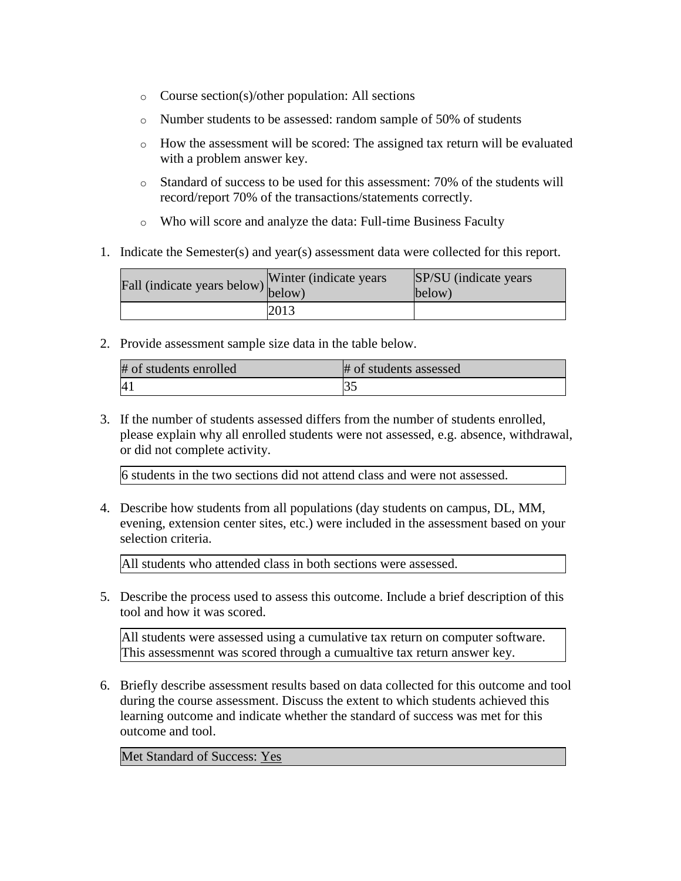- Course section(s)/other population: All sections
- Number students to be assessed: random sample of 50% of students
- How the assessment will be scored: The assigned tax return will be evaluated with a problem answer key.
- Standard of success to be used for this assessment: 70% of the students will record/report 70% of the transactions/statements correctly.
- Who will score and analyze the data: Full-time Business Faculty

1. Indicate the Semester(s) and year(s) assessment data were collected for this report.

| Fall (indicate years below) | Winter (indicate years below) | SP/SU (indicate years below) |
|---|---|---|
| | 2013 | |

2. Provide assessment sample size data in the table below.

| # of students enrolled | # of students assessed |
|---|---|
| 41 | 35 |

3. If the number of students assessed differs from the number of students enrolled, please explain why all enrolled students were not assessed, e.g. absence, withdrawal, or did not complete activity.

| 6 students in the two sections did not attend class and were not assessed. |
|---|

4. Describe how students from all populations (day students on campus, DL, MM, evening, extension center sites, etc.) were included in the assessment based on your selection criteria.

| All students who attended class in both sections were assessed. |
|---|

5. Describe the process used to assess this outcome. Include a brief description of this tool and how it was scored.

| All students were assessed using a cumulative tax return on computer software. This assessmennt was scored through a cumualtive tax return answer key. |
|---|

6. Briefly describe assessment results based on data collected for this outcome and tool during the course assessment. Discuss the extent to which students achieved this learning outcome and indicate whether the standard of success was met for this outcome and tool.

| Met Standard of Success: Yes |
|---|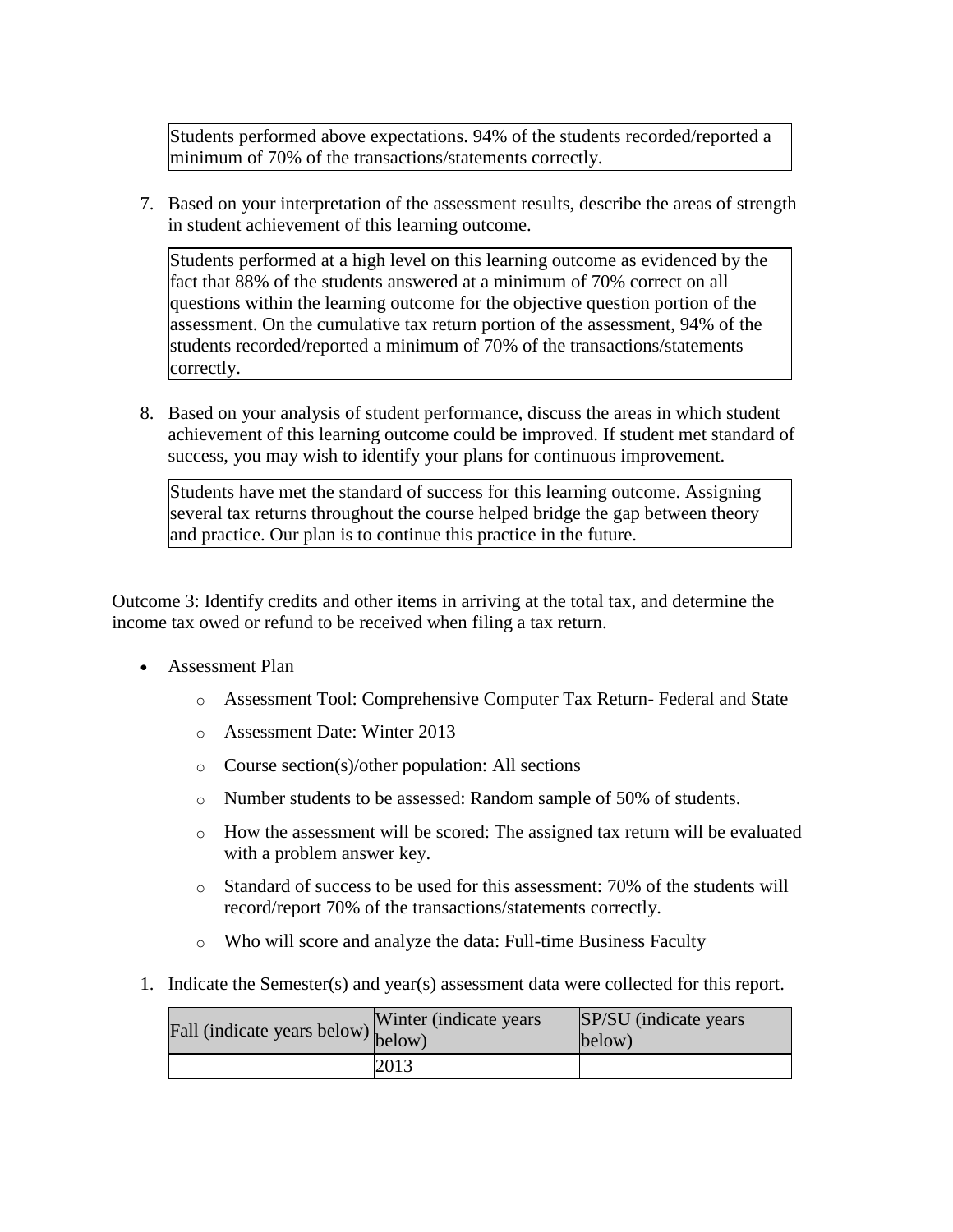Students performed above expectations. 94% of the students recorded/reported a minimum of 70% of the transactions/statements correctly.

7. Based on your interpretation of the assessment results, describe the areas of strength in student achievement of this learning outcome.

Students performed at a high level on this learning outcome as evidenced by the fact that 88% of the students answered at a minimum of 70% correct on all questions within the learning outcome for the objective question portion of the assessment. On the cumulative tax return portion of the assessment, 94% of the students recorded/reported a minimum of 70% of the transactions/statements correctly.

8. Based on your analysis of student performance, discuss the areas in which student achievement of this learning outcome could be improved. If student met standard of success, you may wish to identify your plans for continuous improvement.

Students have met the standard of success for this learning outcome. Assigning several tax returns throughout the course helped bridge the gap between theory and practice. Our plan is to continue this practice in the future.

Outcome 3: Identify credits and other items in arriving at the total tax, and determine the income tax owed or refund to be received when filing a tax return.

- Assessment Plan
  - Assessment Tool: Comprehensive Computer Tax Return- Federal and State
  - Assessment Date: Winter 2013
  - Course section(s)/other population: All sections
  - Number students to be assessed: Random sample of 50% of students.
  - How the assessment will be scored: The assigned tax return will be evaluated with a problem answer key.
  - Standard of success to be used for this assessment: 70% of the students will record/report 70% of the transactions/statements correctly.
  - Who will score and analyze the data: Full-time Business Faculty

1. Indicate the Semester(s) and year(s) assessment data were collected for this report.

| Fall (indicate years below) | Winter (indicate years below) | SP/SU (indicate years below) |
|---|---|---|
| | 2013 | |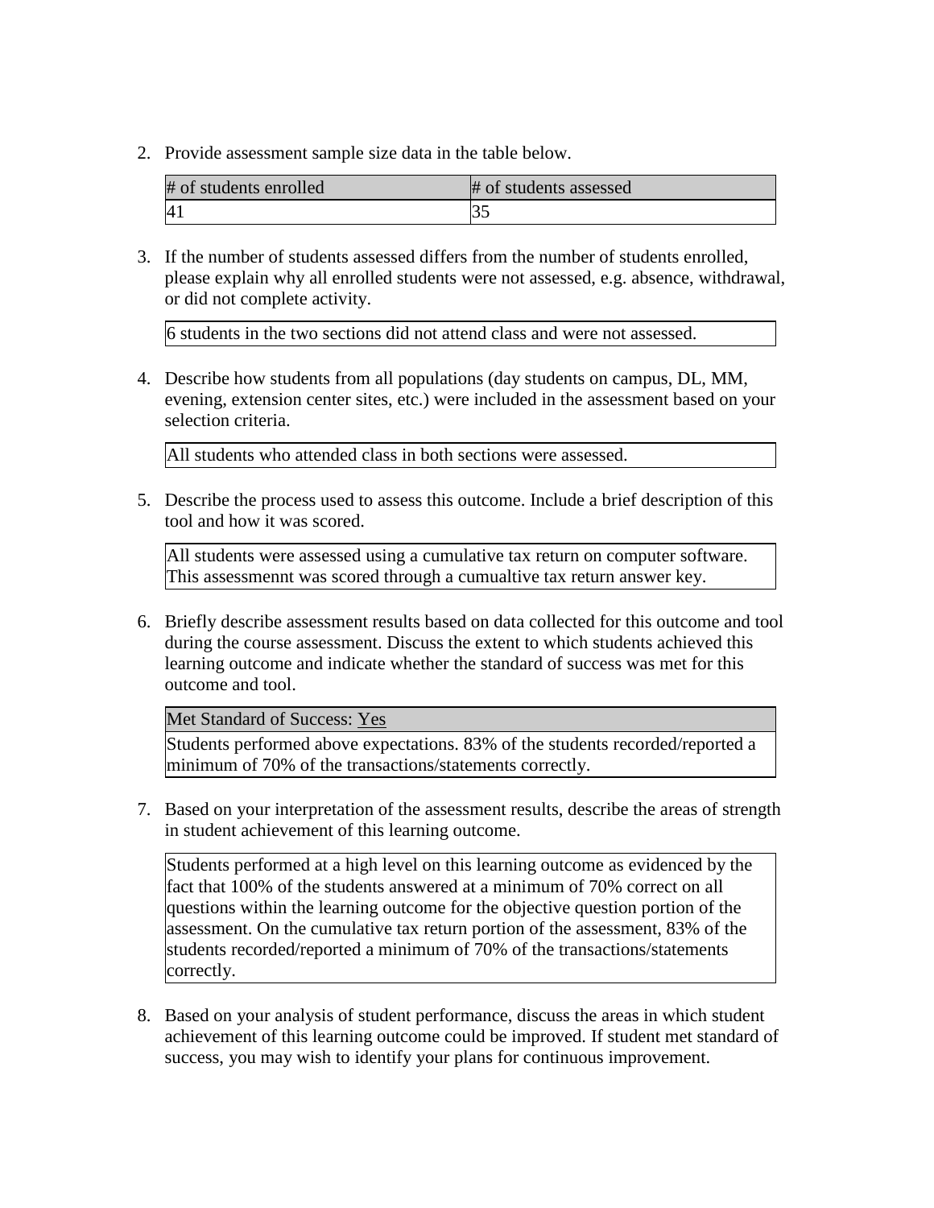2. Provide assessment sample size data in the table below.

| # of students enrolled | # of students assessed |
| --- | --- |
| 41 | 35 |

3. If the number of students assessed differs from the number of students enrolled, please explain why all enrolled students were not assessed, e.g. absence, withdrawal, or did not complete activity.

| 6 students in the two sections did not attend class and were not assessed. |
| --- |

4. Describe how students from all populations (day students on campus, DL, MM, evening, extension center sites, etc.) were included in the assessment based on your selection criteria.

| All students who attended class in both sections were assessed. |
| --- |

5. Describe the process used to assess this outcome. Include a brief description of this tool and how it was scored.

| All students were assessed using a cumulative tax return on computer software. This assessmennt was scored through a cumualtive tax return answer key. |
| --- |

6. Briefly describe assessment results based on data collected for this outcome and tool during the course assessment. Discuss the extent to which students achieved this learning outcome and indicate whether the standard of success was met for this outcome and tool.

| Met Standard of Success: Yes |
| --- |
| Students performed above expectations. 83% of the students recorded/reported a minimum of 70% of the transactions/statements correctly. |

7. Based on your interpretation of the assessment results, describe the areas of strength in student achievement of this learning outcome.

| Students performed at a high level on this learning outcome as evidenced by the fact that 100% of the students answered at a minimum of 70% correct on all questions within the learning outcome for the objective question portion of the assessment. On the cumulative tax return portion of the assessment, 83% of the students recorded/reported a minimum of 70% of the transactions/statements correctly. |
| --- |

8. Based on your analysis of student performance, discuss the areas in which student achievement of this learning outcome could be improved. If student met standard of success, you may wish to identify your plans for continuous improvement.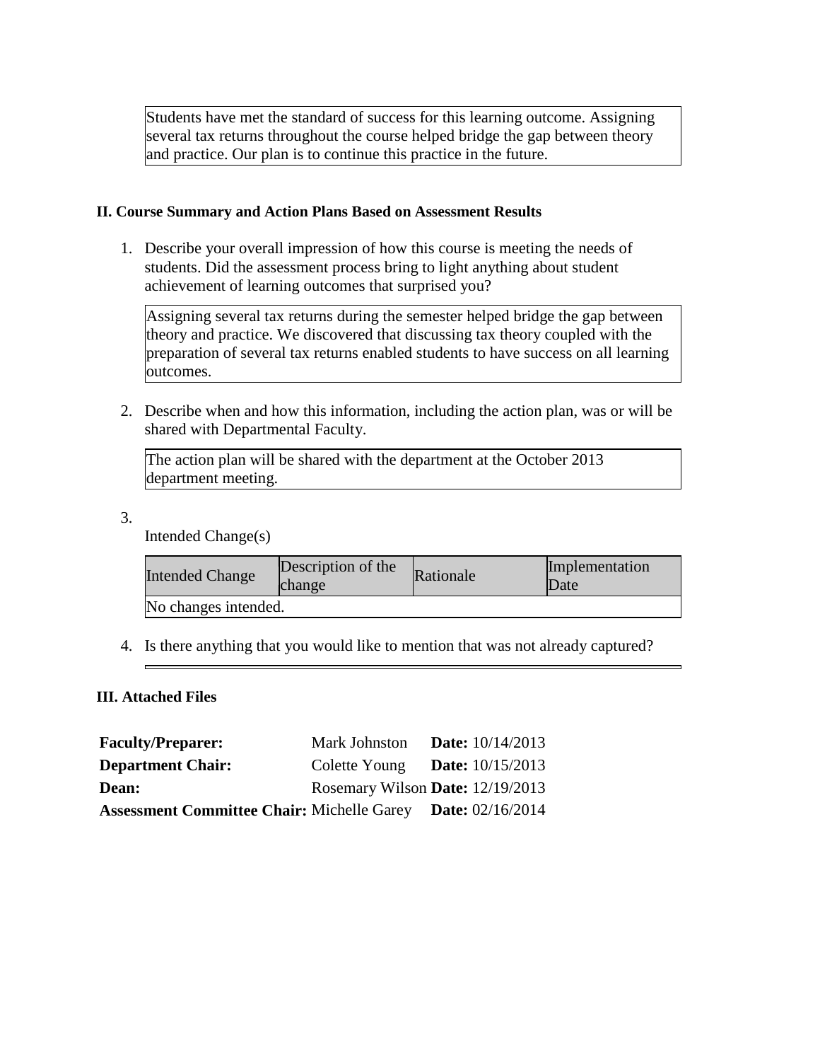Students have met the standard of success for this learning outcome. Assigning several tax returns throughout the course helped bridge the gap between theory and practice. Our plan is to continue this practice in the future.

**II. Course Summary and Action Plans Based on Assessment Results**

1. Describe your overall impression of how this course is meeting the needs of students. Did the assessment process bring to light anything about student achievement of learning outcomes that surprised you?

   Assigning several tax returns during the semester helped bridge the gap between theory and practice. We discovered that discussing tax theory coupled with the preparation of several tax returns enabled students to have success on all learning outcomes.

2. Describe when and how this information, including the action plan, was or will be shared with Departmental Faculty.

   The action plan will be shared with the department at the October 2013 department meeting.

3. Intended Change(s)

| Intended Change | Description of the change | Rationale | Implementation Date |
|---|---|---|---|
| No changes intended. | | | |

4. Is there anything that you would like to mention that was not already captured?

**III. Attached Files**

| | | |
|---|---|---|
| **Faculty/Preparer:** | Mark Johnston | **Date:** 10/14/2013 |
| **Department Chair:** | Colette Young | **Date:** 10/15/2013 |
| **Dean:** | Rosemary Wilson | **Date:** 12/19/2013 |
| **Assessment Committee Chair:** | Michelle Garey | **Date:** 02/16/2014 |